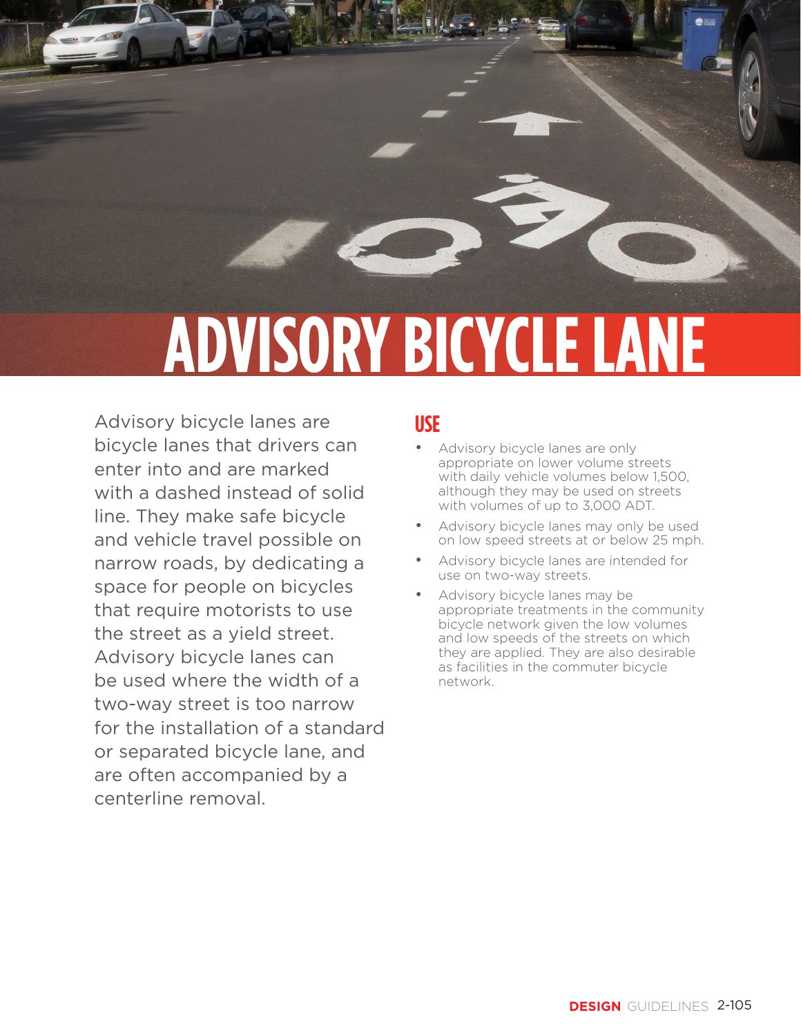# ADVISORY BICYCLE LANE

Advisory bicycle lanes are bicycle lanes that drivers can enter into and are marked with a dashed instead of solid line. They make safe bicycle and vehicle travel possible on narrow roads, by dedicating a space for people on bicycles that require motorists to use the street as a yield street. Advisory bicycle lanes can be used where the width of a two-way street is too narrow for the installation of a standard or separated bicycle lane, and are often accompanied by a centerline removal.

## USE

- Advisory bicycle lanes are only appropriate on lower volume streets with daily vehicle volumes below 1,500, although they may be used on streets with volumes of up to 3,000 ADT.
- Advisory bicycle lanes may only be used on low speed streets at or below 25 mph.
- Advisory bicycle lanes are intended for use on two-way streets.
- Advisory bicycle lanes may be appropriate treatments in the community bicycle network given the low volumes and low speeds of the streets on which they are applied. They are also desirable as facilities in the commuter bicycle network.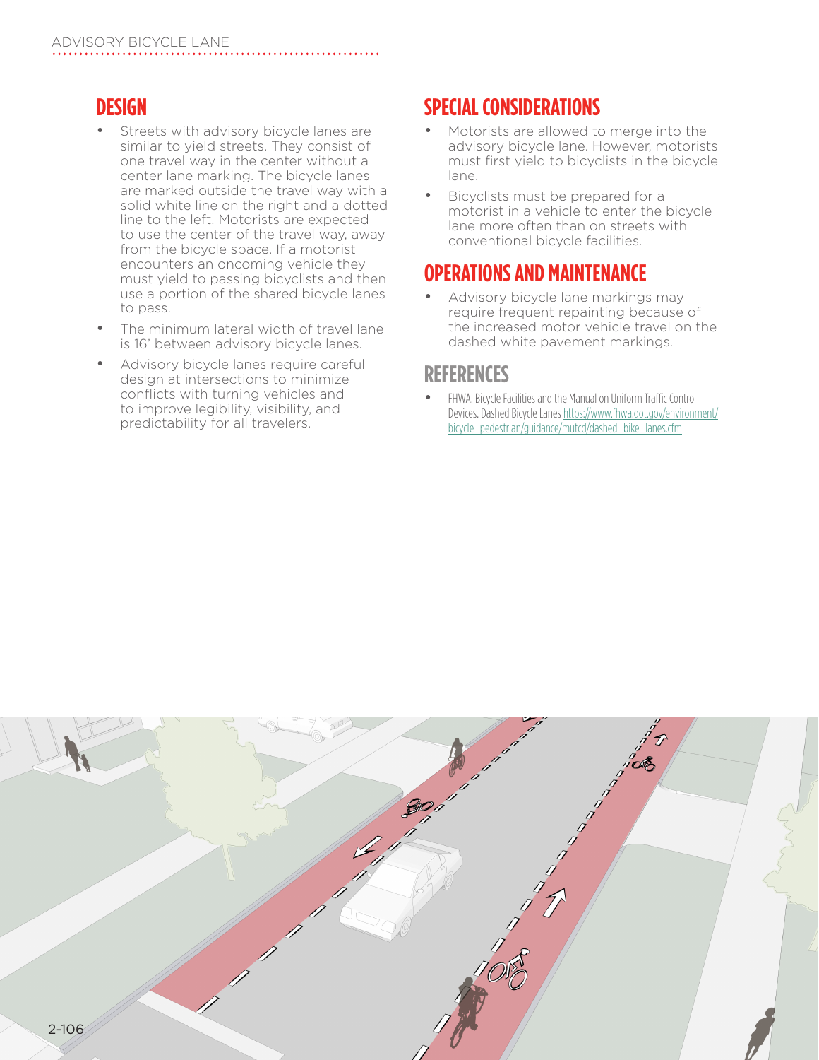## DESIGN

- Streets with advisory bicycle lanes are similar to yield streets. They consist of one travel way in the center without a center lane marking. The bicycle lanes are marked outside the travel way with a solid white line on the right and a dotted line to the left. Motorists are expected to use the center of the travel way, away from the bicycle space. If a motorist encounters an oncoming vehicle they must yield to passing bicyclists and then use a portion of the shared bicycle lanes to pass.
- The minimum lateral width of travel lane is 16' between advisory bicycle lanes.
- Advisory bicycle lanes require careful design at intersections to minimize conflicts with turning vehicles and to improve legibility, visibility, and predictability for all travelers.

## SPECIAL CONSIDERATIONS

- Motorists are allowed to merge into the advisory bicycle lane. However, motorists must first yield to bicyclists in the bicycle lane.
- Bicyclists must be prepared for a motorist in a vehicle to enter the bicycle lane more often than on streets with conventional bicycle facilities.

## OPERATIONS AND MAINTENANCE

- Advisory bicycle lane markings may require frequent repainting because of the increased motor vehicle travel on the dashed white pavement markings.

## REFERENCES

- FHWA. Bicycle Facilities and the Manual on Uniform Traffic Control Devices. Dashed Bicycle Lanes https://www.fhwa.dot.gov/environment/bicycle_pedestrian/guidance/mutcd/dashed_bike_lanes.cfm